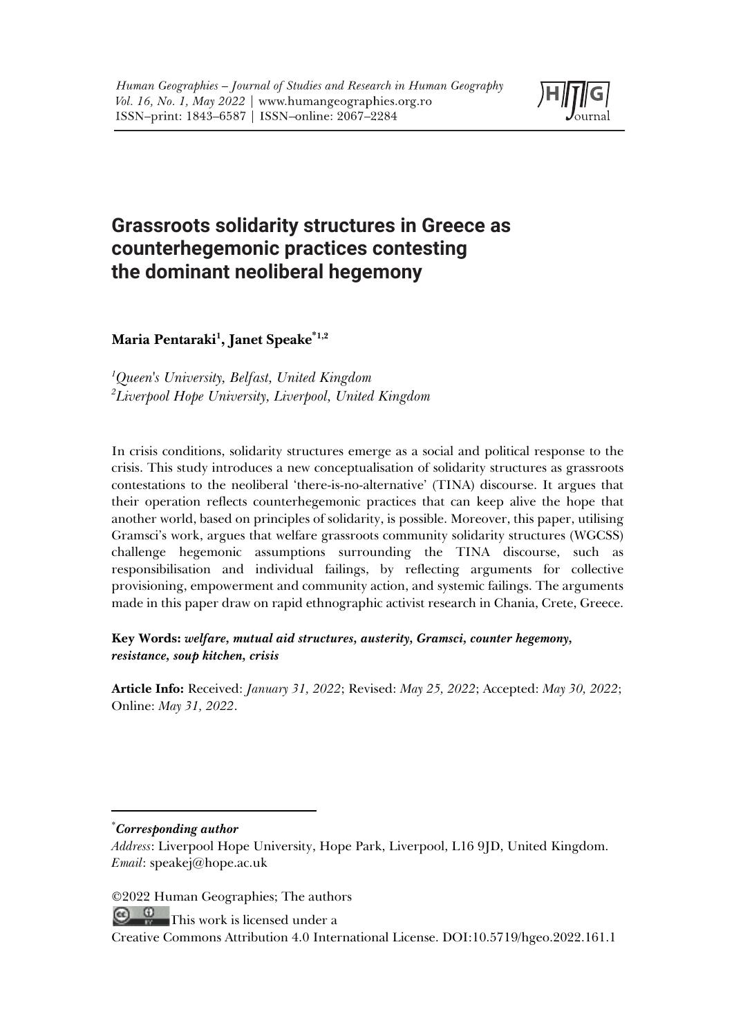# Grassroots solidarity structures in Greece as counterhegemonic practices contesting the dominant neoliberal hegemony

**Maria Pentaraki[1], Janet Speake[*1,2]**

[1]*Queen's University, Belfast, United Kingdom*
[2]*Liverpool Hope University, Liverpool, United Kingdom*

In crisis conditions, solidarity structures emerge as a social and political response to the crisis. This study introduces a new conceptualisation of solidarity structures as grassroots contestations to the neoliberal 'there-is-no-alternative' (TINA) discourse. It argues that their operation reflects counterhegemonic practices that can keep alive the hope that another world, based on principles of solidarity, is possible. Moreover, this paper, utilising Gramsci's work, argues that welfare grassroots community solidarity structures (WGCSS) challenge hegemonic assumptions surrounding the TINA discourse, such as responsibilisation and individual failings, by reflecting arguments for collective provisioning, empowerment and community action, and systemic failings. The arguments made in this paper draw on rapid ethnographic activist research in Chania, Crete, Greece.

**Key Words:** ***welfare, mutual aid structures, austerity, Gramsci, counter hegemony, resistance, soup kitchen, crisis***

**Article Info:** Received: *January 31, 2022*; Revised: *May 25, 2022*; Accepted: *May 30, 2022*; Online: *May 31, 2022*.

---

[*]***Corresponding author***
*Address*: Liverpool Hope University, Hope Park, Liverpool, L16 9JD, United Kingdom.
*Email*: speakej@hope.ac.uk

©2022 Human Geographies; The authors

This work is licensed under a
Creative Commons Attribution 4.0 International License. DOI:10.5719/hgeo.2022.161.1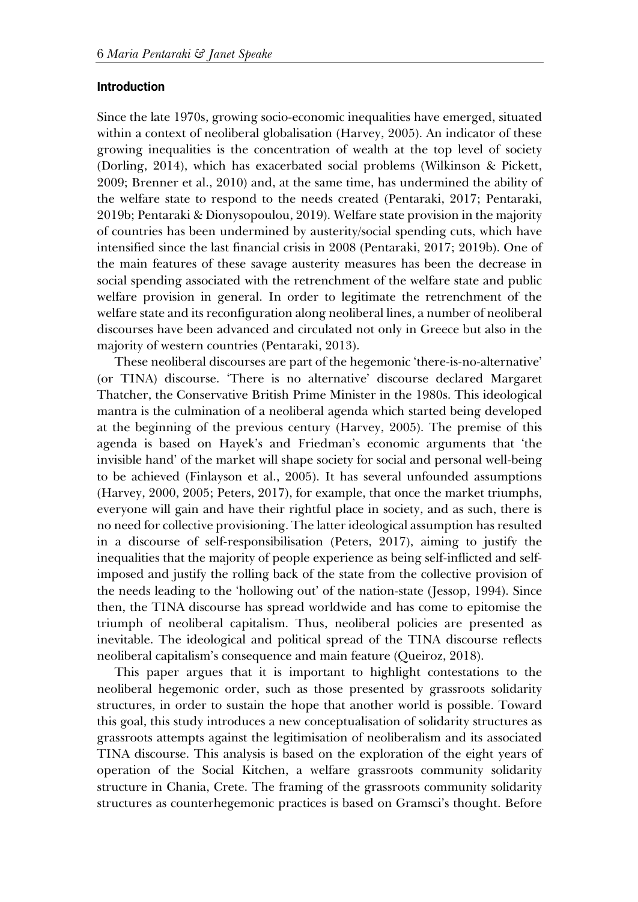## Introduction

Since the late 1970s, growing socio-economic inequalities have emerged, situated within a context of neoliberal globalisation (Harvey, 2005). An indicator of these growing inequalities is the concentration of wealth at the top level of society (Dorling, 2014), which has exacerbated social problems (Wilkinson & Pickett, 2009; Brenner et al., 2010) and, at the same time, has undermined the ability of the welfare state to respond to the needs created (Pentaraki, 2017; Pentaraki, 2019b; Pentaraki & Dionysopoulou, 2019). Welfare state provision in the majority of countries has been undermined by austerity/social spending cuts, which have intensified since the last financial crisis in 2008 (Pentaraki, 2017; 2019b). One of the main features of these savage austerity measures has been the decrease in social spending associated with the retrenchment of the welfare state and public welfare provision in general. In order to legitimate the retrenchment of the welfare state and its reconfiguration along neoliberal lines, a number of neoliberal discourses have been advanced and circulated not only in Greece but also in the majority of western countries (Pentaraki, 2013).

These neoliberal discourses are part of the hegemonic 'there-is-no-alternative' (or TINA) discourse. 'There is no alternative' discourse declared Margaret Thatcher, the Conservative British Prime Minister in the 1980s. This ideological mantra is the culmination of a neoliberal agenda which started being developed at the beginning of the previous century (Harvey, 2005). The premise of this agenda is based on Hayek's and Friedman's economic arguments that 'the invisible hand' of the market will shape society for social and personal well-being to be achieved (Finlayson et al., 2005). It has several unfounded assumptions (Harvey, 2000, 2005; Peters, 2017), for example, that once the market triumphs, everyone will gain and have their rightful place in society, and as such, there is no need for collective provisioning. The latter ideological assumption has resulted in a discourse of self-responsibilisation (Peters, 2017), aiming to justify the inequalities that the majority of people experience as being self-inflicted and self-imposed and justify the rolling back of the state from the collective provision of the needs leading to the 'hollowing out' of the nation-state (Jessop, 1994). Since then, the TINA discourse has spread worldwide and has come to epitomise the triumph of neoliberal capitalism. Thus, neoliberal policies are presented as inevitable. The ideological and political spread of the TINA discourse reflects neoliberal capitalism's consequence and main feature (Queiroz, 2018).

This paper argues that it is important to highlight contestations to the neoliberal hegemonic order, such as those presented by grassroots solidarity structures, in order to sustain the hope that another world is possible. Toward this goal, this study introduces a new conceptualisation of solidarity structures as grassroots attempts against the legitimisation of neoliberalism and its associated TINA discourse. This analysis is based on the exploration of the eight years of operation of the Social Kitchen, a welfare grassroots community solidarity structure in Chania, Crete. The framing of the grassroots community solidarity structures as counterhegemonic practices is based on Gramsci's thought. Before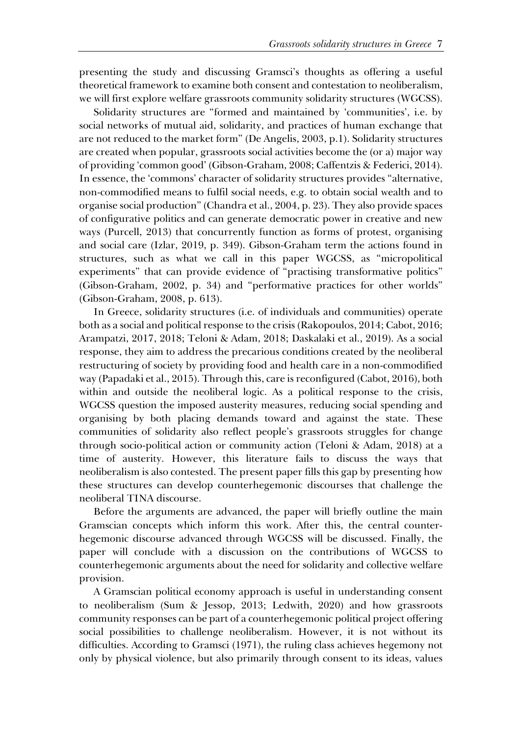presenting the study and discussing Gramsci's thoughts as offering a useful theoretical framework to examine both consent and contestation to neoliberalism, we will first explore welfare grassroots community solidarity structures (WGCSS).

Solidarity structures are "formed and maintained by 'communities', i.e. by social networks of mutual aid, solidarity, and practices of human exchange that are not reduced to the market form" (De Angelis, 2003, p.1). Solidarity structures are created when popular, grassroots social activities become the (or a) major way of providing 'common good' (Gibson-Graham, 2008; Caffentzis & Federici, 2014). In essence, the 'commons' character of solidarity structures provides "alternative, non-commodified means to fulfil social needs, e.g. to obtain social wealth and to organise social production" (Chandra et al., 2004, p. 23). They also provide spaces of configurative politics and can generate democratic power in creative and new ways (Purcell, 2013) that concurrently function as forms of protest, organising and social care (Izlar, 2019, p. 349). Gibson-Graham term the actions found in structures, such as what we call in this paper WGCSS, as "micropolitical experiments" that can provide evidence of "practising transformative politics" (Gibson-Graham, 2002, p. 34) and "performative practices for other worlds" (Gibson-Graham, 2008, p. 613).

In Greece, solidarity structures (i.e. of individuals and communities) operate both as a social and political response to the crisis (Rakopoulos, 2014; Cabot, 2016; Arampatzi, 2017, 2018; Teloni & Adam, 2018; Daskalaki et al., 2019). As a social response, they aim to address the precarious conditions created by the neoliberal restructuring of society by providing food and health care in a non-commodified way (Papadaki et al., 2015). Through this, care is reconfigured (Cabot, 2016), both within and outside the neoliberal logic. As a political response to the crisis, WGCSS question the imposed austerity measures, reducing social spending and organising by both placing demands toward and against the state. These communities of solidarity also reflect people's grassroots struggles for change through socio-political action or community action (Teloni & Adam, 2018) at a time of austerity. However, this literature fails to discuss the ways that neoliberalism is also contested. The present paper fills this gap by presenting how these structures can develop counterhegemonic discourses that challenge the neoliberal TINA discourse.

Before the arguments are advanced, the paper will briefly outline the main Gramscian concepts which inform this work. After this, the central counter-hegemonic discourse advanced through WGCSS will be discussed. Finally, the paper will conclude with a discussion on the contributions of WGCSS to counterhegemonic arguments about the need for solidarity and collective welfare provision.

A Gramscian political economy approach is useful in understanding consent to neoliberalism (Sum & Jessop, 2013; Ledwith, 2020) and how grassroots community responses can be part of a counterhegemonic political project offering social possibilities to challenge neoliberalism. However, it is not without its difficulties. According to Gramsci (1971), the ruling class achieves hegemony not only by physical violence, but also primarily through consent to its ideas, values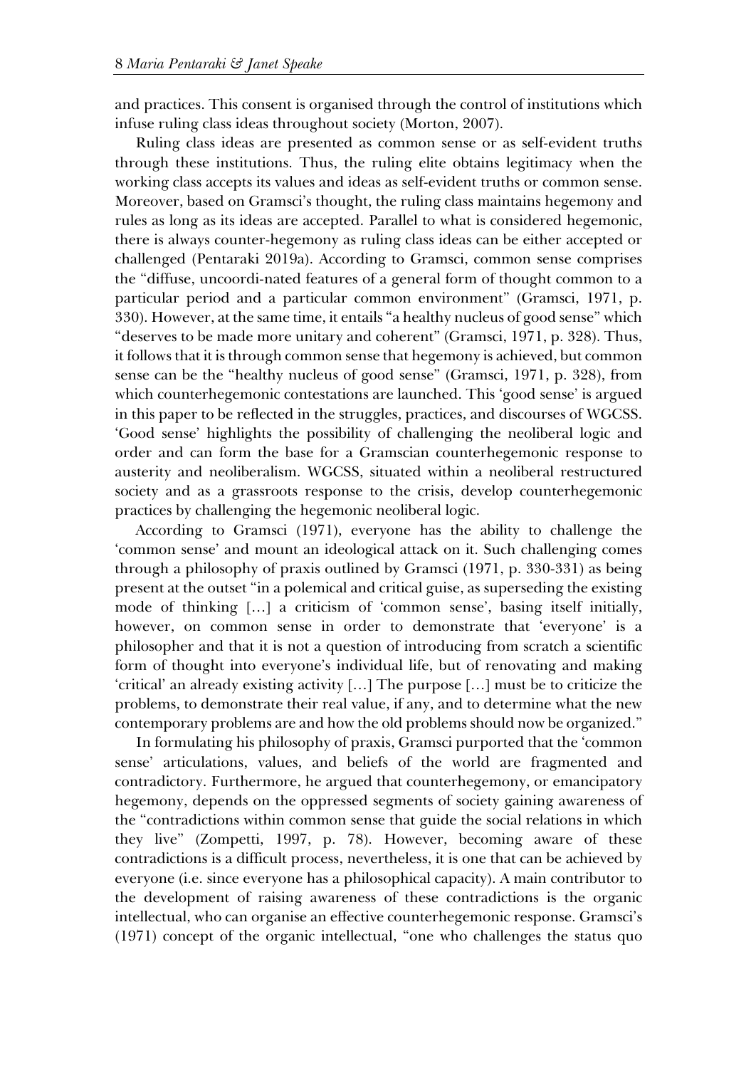and practices. This consent is organised through the control of institutions which infuse ruling class ideas throughout society (Morton, 2007).

Ruling class ideas are presented as common sense or as self-evident truths through these institutions. Thus, the ruling elite obtains legitimacy when the working class accepts its values and ideas as self-evident truths or common sense. Moreover, based on Gramsci's thought, the ruling class maintains hegemony and rules as long as its ideas are accepted. Parallel to what is considered hegemonic, there is always counter-hegemony as ruling class ideas can be either accepted or challenged (Pentaraki 2019a). According to Gramsci, common sense comprises the "diffuse, uncoordi-nated features of a general form of thought common to a particular period and a particular common environment" (Gramsci, 1971, p. 330). However, at the same time, it entails "a healthy nucleus of good sense" which "deserves to be made more unitary and coherent" (Gramsci, 1971, p. 328). Thus, it follows that it is through common sense that hegemony is achieved, but common sense can be the "healthy nucleus of good sense" (Gramsci, 1971, p. 328), from which counterhegemonic contestations are launched. This 'good sense' is argued in this paper to be reflected in the struggles, practices, and discourses of WGCSS. 'Good sense' highlights the possibility of challenging the neoliberal logic and order and can form the base for a Gramscian counterhegemonic response to austerity and neoliberalism. WGCSS, situated within a neoliberal restructured society and as a grassroots response to the crisis, develop counterhegemonic practices by challenging the hegemonic neoliberal logic.

According to Gramsci (1971), everyone has the ability to challenge the 'common sense' and mount an ideological attack on it. Such challenging comes through a philosophy of praxis outlined by Gramsci (1971, p. 330-331) as being present at the outset "in a polemical and critical guise, as superseding the existing mode of thinking […] a criticism of 'common sense', basing itself initially, however, on common sense in order to demonstrate that 'everyone' is a philosopher and that it is not a question of introducing from scratch a scientific form of thought into everyone's individual life, but of renovating and making 'critical' an already existing activity […] The purpose […] must be to criticize the problems, to demonstrate their real value, if any, and to determine what the new contemporary problems are and how the old problems should now be organized."

In formulating his philosophy of praxis, Gramsci purported that the 'common sense' articulations, values, and beliefs of the world are fragmented and contradictory. Furthermore, he argued that counterhegemony, or emancipatory hegemony, depends on the oppressed segments of society gaining awareness of the "contradictions within common sense that guide the social relations in which they live" (Zompetti, 1997, p. 78). However, becoming aware of these contradictions is a difficult process, nevertheless, it is one that can be achieved by everyone (i.e. since everyone has a philosophical capacity). A main contributor to the development of raising awareness of these contradictions is the organic intellectual, who can organise an effective counterhegemonic response. Gramsci's (1971) concept of the organic intellectual, "one who challenges the status quo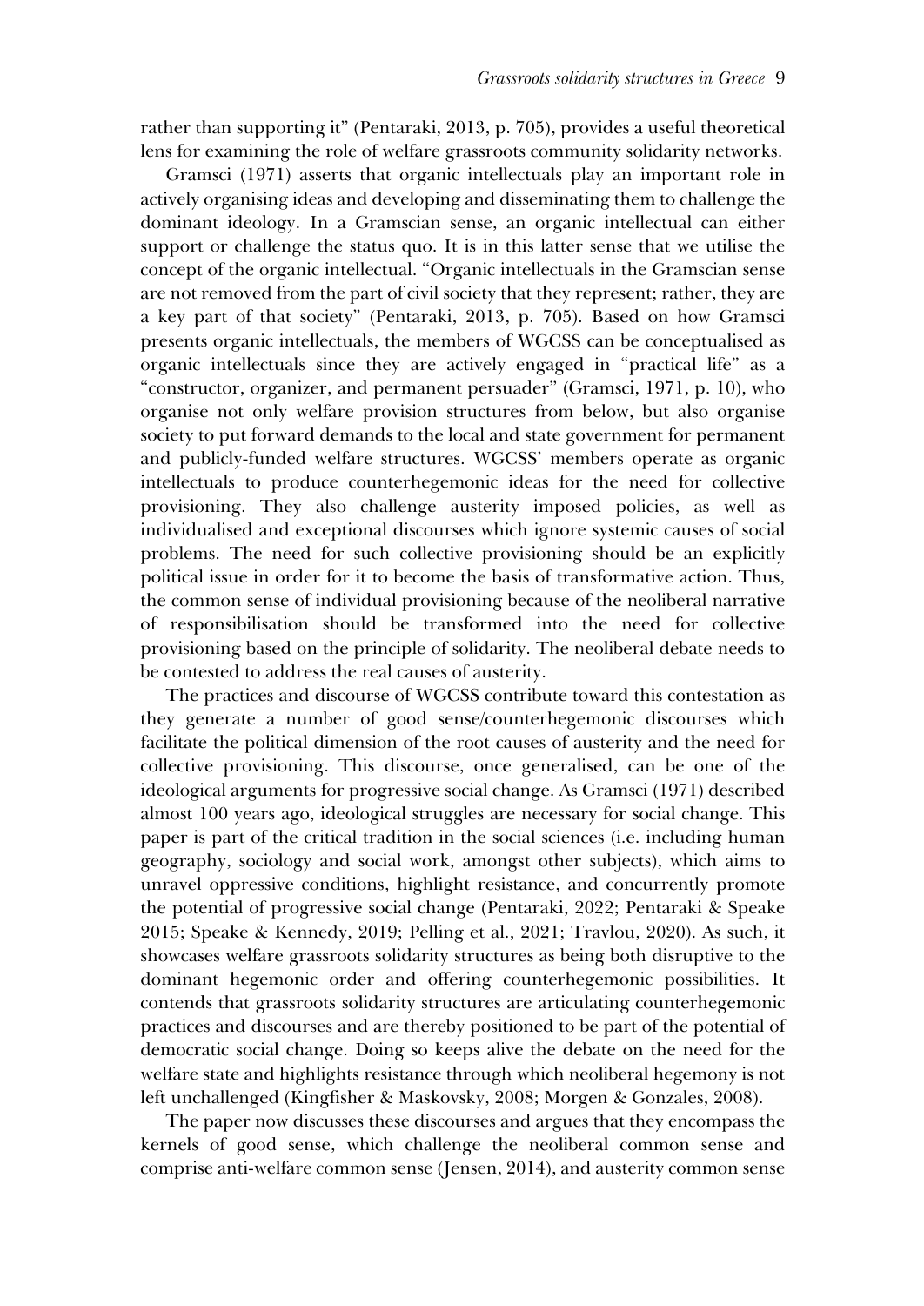rather than supporting it" (Pentaraki, 2013, p. 705), provides a useful theoretical lens for examining the role of welfare grassroots community solidarity networks.

Gramsci (1971) asserts that organic intellectuals play an important role in actively organising ideas and developing and disseminating them to challenge the dominant ideology. In a Gramscian sense, an organic intellectual can either support or challenge the status quo. It is in this latter sense that we utilise the concept of the organic intellectual. "Organic intellectuals in the Gramscian sense are not removed from the part of civil society that they represent; rather, they are a key part of that society" (Pentaraki, 2013, p. 705). Based on how Gramsci presents organic intellectuals, the members of WGCSS can be conceptualised as organic intellectuals since they are actively engaged in "practical life" as a "constructor, organizer, and permanent persuader" (Gramsci, 1971, p. 10), who organise not only welfare provision structures from below, but also organise society to put forward demands to the local and state government for permanent and publicly-funded welfare structures. WGCSS' members operate as organic intellectuals to produce counterhegemonic ideas for the need for collective provisioning. They also challenge austerity imposed policies, as well as individualised and exceptional discourses which ignore systemic causes of social problems. The need for such collective provisioning should be an explicitly political issue in order for it to become the basis of transformative action. Thus, the common sense of individual provisioning because of the neoliberal narrative of responsibilisation should be transformed into the need for collective provisioning based on the principle of solidarity. The neoliberal debate needs to be contested to address the real causes of austerity.

The practices and discourse of WGCSS contribute toward this contestation as they generate a number of good sense/counterhegemonic discourses which facilitate the political dimension of the root causes of austerity and the need for collective provisioning. This discourse, once generalised, can be one of the ideological arguments for progressive social change. As Gramsci (1971) described almost 100 years ago, ideological struggles are necessary for social change. This paper is part of the critical tradition in the social sciences (i.e. including human geography, sociology and social work, amongst other subjects), which aims to unravel oppressive conditions, highlight resistance, and concurrently promote the potential of progressive social change (Pentaraki, 2022; Pentaraki & Speake 2015; Speake & Kennedy, 2019; Pelling et al., 2021; Travlou, 2020). As such, it showcases welfare grassroots solidarity structures as being both disruptive to the dominant hegemonic order and offering counterhegemonic possibilities. It contends that grassroots solidarity structures are articulating counterhegemonic practices and discourses and are thereby positioned to be part of the potential of democratic social change. Doing so keeps alive the debate on the need for the welfare state and highlights resistance through which neoliberal hegemony is not left unchallenged (Kingfisher & Maskovsky, 2008; Morgen & Gonzales, 2008).

The paper now discusses these discourses and argues that they encompass the kernels of good sense, which challenge the neoliberal common sense and comprise anti-welfare common sense (Jensen, 2014), and austerity common sense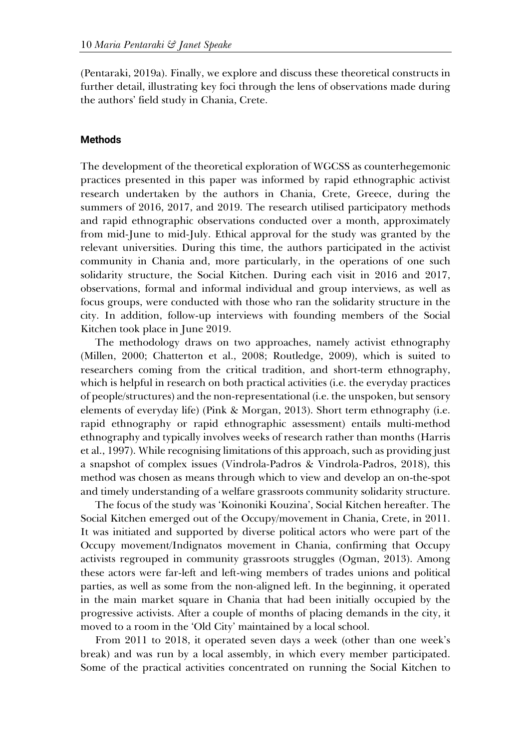(Pentaraki, 2019a). Finally, we explore and discuss these theoretical constructs in further detail, illustrating key foci through the lens of observations made during the authors' field study in Chania, Crete.

## Methods

The development of the theoretical exploration of WGCSS as counterhegemonic practices presented in this paper was informed by rapid ethnographic activist research undertaken by the authors in Chania, Crete, Greece, during the summers of 2016, 2017, and 2019. The research utilised participatory methods and rapid ethnographic observations conducted over a month, approximately from mid-June to mid-July. Ethical approval for the study was granted by the relevant universities. During this time, the authors participated in the activist community in Chania and, more particularly, in the operations of one such solidarity structure, the Social Kitchen. During each visit in 2016 and 2017, observations, formal and informal individual and group interviews, as well as focus groups, were conducted with those who ran the solidarity structure in the city. In addition, follow-up interviews with founding members of the Social Kitchen took place in June 2019.

The methodology draws on two approaches, namely activist ethnography (Millen, 2000; Chatterton et al., 2008; Routledge, 2009), which is suited to researchers coming from the critical tradition, and short-term ethnography, which is helpful in research on both practical activities (i.e. the everyday practices of people/structures) and the non-representational (i.e. the unspoken, but sensory elements of everyday life) (Pink & Morgan, 2013). Short term ethnography (i.e. rapid ethnography or rapid ethnographic assessment) entails multi-method ethnography and typically involves weeks of research rather than months (Harris et al., 1997). While recognising limitations of this approach, such as providing just a snapshot of complex issues (Vindrola-Padros & Vindrola-Padros, 2018), this method was chosen as means through which to view and develop an on-the-spot and timely understanding of a welfare grassroots community solidarity structure.

The focus of the study was 'Koinoniki Kouzina', Social Kitchen hereafter. The Social Kitchen emerged out of the Occupy/movement in Chania, Crete, in 2011. It was initiated and supported by diverse political actors who were part of the Occupy movement/Indignatos movement in Chania, confirming that Occupy activists regrouped in community grassroots struggles (Ogman, 2013). Among these actors were far-left and left-wing members of trades unions and political parties, as well as some from the non-aligned left. In the beginning, it operated in the main market square in Chania that had been initially occupied by the progressive activists. After a couple of months of placing demands in the city, it moved to a room in the 'Old City' maintained by a local school.

From 2011 to 2018, it operated seven days a week (other than one week's break) and was run by a local assembly, in which every member participated. Some of the practical activities concentrated on running the Social Kitchen to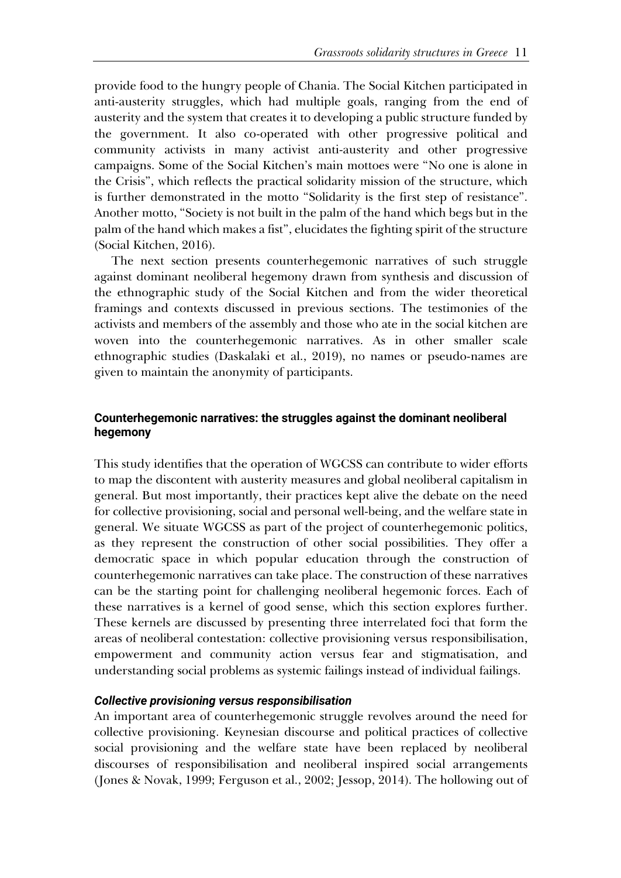provide food to the hungry people of Chania. The Social Kitchen participated in anti-austerity struggles, which had multiple goals, ranging from the end of austerity and the system that creates it to developing a public structure funded by the government. It also co-operated with other progressive political and community activists in many activist anti-austerity and other progressive campaigns. Some of the Social Kitchen's main mottoes were "No one is alone in the Crisis", which reflects the practical solidarity mission of the structure, which is further demonstrated in the motto "Solidarity is the first step of resistance". Another motto, "Society is not built in the palm of the hand which begs but in the palm of the hand which makes a fist", elucidates the fighting spirit of the structure (Social Kitchen, 2016).

The next section presents counterhegemonic narratives of such struggle against dominant neoliberal hegemony drawn from synthesis and discussion of the ethnographic study of the Social Kitchen and from the wider theoretical framings and contexts discussed in previous sections. The testimonies of the activists and members of the assembly and those who ate in the social kitchen are woven into the counterhegemonic narratives. As in other smaller scale ethnographic studies (Daskalaki et al., 2019), no names or pseudo-names are given to maintain the anonymity of participants.

## Counterhegemonic narratives: the struggles against the dominant neoliberal hegemony

This study identifies that the operation of WGCSS can contribute to wider efforts to map the discontent with austerity measures and global neoliberal capitalism in general. But most importantly, their practices kept alive the debate on the need for collective provisioning, social and personal well-being, and the welfare state in general. We situate WGCSS as part of the project of counterhegemonic politics, as they represent the construction of other social possibilities. They offer a democratic space in which popular education through the construction of counterhegemonic narratives can take place. The construction of these narratives can be the starting point for challenging neoliberal hegemonic forces. Each of these narratives is a kernel of good sense, which this section explores further. These kernels are discussed by presenting three interrelated foci that form the areas of neoliberal contestation: collective provisioning versus responsibilisation, empowerment and community action versus fear and stigmatisation, and understanding social problems as systemic failings instead of individual failings.

### *Collective provisioning versus responsibilisation*

An important area of counterhegemonic struggle revolves around the need for collective provisioning. Keynesian discourse and political practices of collective social provisioning and the welfare state have been replaced by neoliberal discourses of responsibilisation and neoliberal inspired social arrangements (Jones & Novak, 1999; Ferguson et al., 2002; Jessop, 2014). The hollowing out of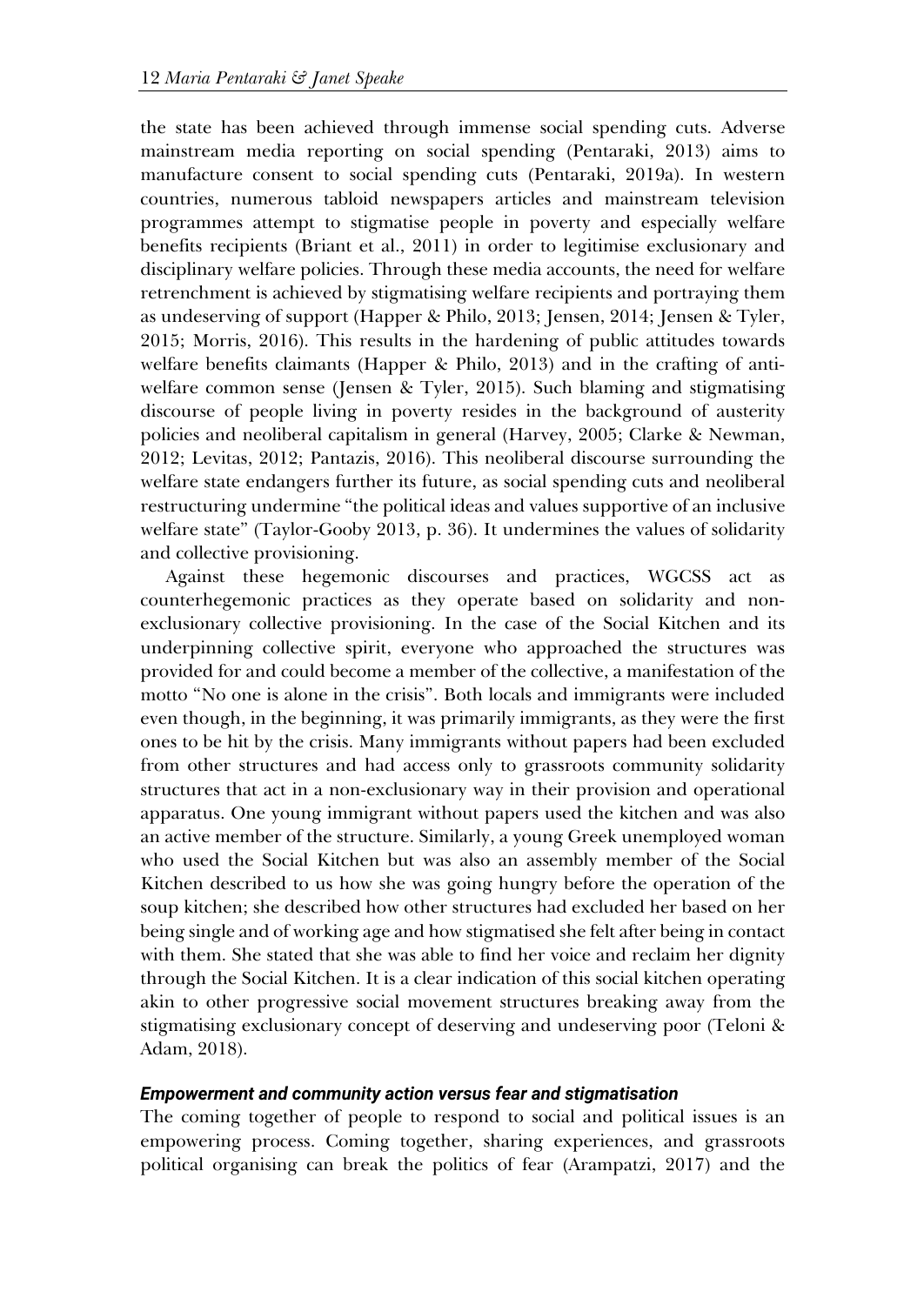the state has been achieved through immense social spending cuts. Adverse mainstream media reporting on social spending (Pentaraki, 2013) aims to manufacture consent to social spending cuts (Pentaraki, 2019a). In western countries, numerous tabloid newspapers articles and mainstream television programmes attempt to stigmatise people in poverty and especially welfare benefits recipients (Briant et al., 2011) in order to legitimise exclusionary and disciplinary welfare policies. Through these media accounts, the need for welfare retrenchment is achieved by stigmatising welfare recipients and portraying them as undeserving of support (Happer & Philo, 2013; Jensen, 2014; Jensen & Tyler, 2015; Morris, 2016). This results in the hardening of public attitudes towards welfare benefits claimants (Happer & Philo, 2013) and in the crafting of anti-welfare common sense (Jensen & Tyler, 2015). Such blaming and stigmatising discourse of people living in poverty resides in the background of austerity policies and neoliberal capitalism in general (Harvey, 2005; Clarke & Newman, 2012; Levitas, 2012; Pantazis, 2016). This neoliberal discourse surrounding the welfare state endangers further its future, as social spending cuts and neoliberal restructuring undermine "the political ideas and values supportive of an inclusive welfare state" (Taylor-Gooby 2013, p. 36). It undermines the values of solidarity and collective provisioning.

Against these hegemonic discourses and practices, WGCSS act as counterhegemonic practices as they operate based on solidarity and non-exclusionary collective provisioning. In the case of the Social Kitchen and its underpinning collective spirit, everyone who approached the structures was provided for and could become a member of the collective, a manifestation of the motto "No one is alone in the crisis". Both locals and immigrants were included even though, in the beginning, it was primarily immigrants, as they were the first ones to be hit by the crisis. Many immigrants without papers had been excluded from other structures and had access only to grassroots community solidarity structures that act in a non-exclusionary way in their provision and operational apparatus. One young immigrant without papers used the kitchen and was also an active member of the structure. Similarly, a young Greek unemployed woman who used the Social Kitchen but was also an assembly member of the Social Kitchen described to us how she was going hungry before the operation of the soup kitchen; she described how other structures had excluded her based on her being single and of working age and how stigmatised she felt after being in contact with them. She stated that she was able to find her voice and reclaim her dignity through the Social Kitchen. It is a clear indication of this social kitchen operating akin to other progressive social movement structures breaking away from the stigmatising exclusionary concept of deserving and undeserving poor (Teloni & Adam, 2018).

### *Empowerment and community action versus fear and stigmatisation*

The coming together of people to respond to social and political issues is an empowering process. Coming together, sharing experiences, and grassroots political organising can break the politics of fear (Arampatzi, 2017) and the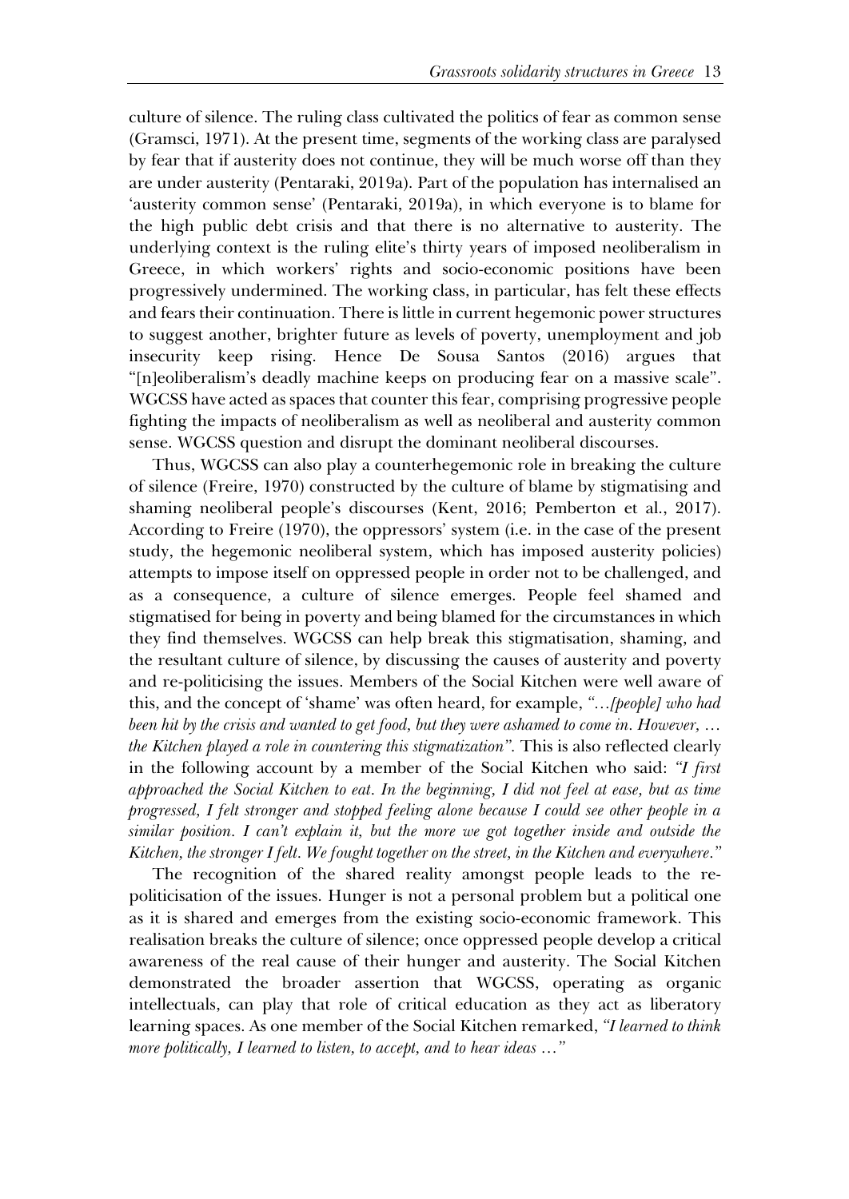culture of silence. The ruling class cultivated the politics of fear as common sense (Gramsci, 1971). At the present time, segments of the working class are paralysed by fear that if austerity does not continue, they will be much worse off than they are under austerity (Pentaraki, 2019a). Part of the population has internalised an 'austerity common sense' (Pentaraki, 2019a), in which everyone is to blame for the high public debt crisis and that there is no alternative to austerity. The underlying context is the ruling elite's thirty years of imposed neoliberalism in Greece, in which workers' rights and socio-economic positions have been progressively undermined. The working class, in particular, has felt these effects and fears their continuation. There is little in current hegemonic power structures to suggest another, brighter future as levels of poverty, unemployment and job insecurity keep rising. Hence De Sousa Santos (2016) argues that "[n]eoliberalism's deadly machine keeps on producing fear on a massive scale". WGCSS have acted as spaces that counter this fear, comprising progressive people fighting the impacts of neoliberalism as well as neoliberal and austerity common sense. WGCSS question and disrupt the dominant neoliberal discourses.

Thus, WGCSS can also play a counterhegemonic role in breaking the culture of silence (Freire, 1970) constructed by the culture of blame by stigmatising and shaming neoliberal people's discourses (Kent, 2016; Pemberton et al., 2017). According to Freire (1970), the oppressors' system (i.e. in the case of the present study, the hegemonic neoliberal system, which has imposed austerity policies) attempts to impose itself on oppressed people in order not to be challenged, and as a consequence, a culture of silence emerges. People feel shamed and stigmatised for being in poverty and being blamed for the circumstances in which they find themselves. WGCSS can help break this stigmatisation, shaming, and the resultant culture of silence, by discussing the causes of austerity and poverty and re-politicising the issues. Members of the Social Kitchen were well aware of this, and the concept of 'shame' was often heard, for example, *"…[people] who had been hit by the crisis and wanted to get food, but they were ashamed to come in. However, … the Kitchen played a role in countering this stigmatization".* This is also reflected clearly in the following account by a member of the Social Kitchen who said: *"I first approached the Social Kitchen to eat. In the beginning, I did not feel at ease, but as time progressed, I felt stronger and stopped feeling alone because I could see other people in a similar position. I can't explain it, but the more we got together inside and outside the Kitchen, the stronger I felt. We fought together on the street, in the Kitchen and everywhere."*

The recognition of the shared reality amongst people leads to the re-politicisation of the issues. Hunger is not a personal problem but a political one as it is shared and emerges from the existing socio-economic framework. This realisation breaks the culture of silence; once oppressed people develop a critical awareness of the real cause of their hunger and austerity. The Social Kitchen demonstrated the broader assertion that WGCSS, operating as organic intellectuals, can play that role of critical education as they act as liberatory learning spaces. As one member of the Social Kitchen remarked, *"I learned to think more politically, I learned to listen, to accept, and to hear ideas …"*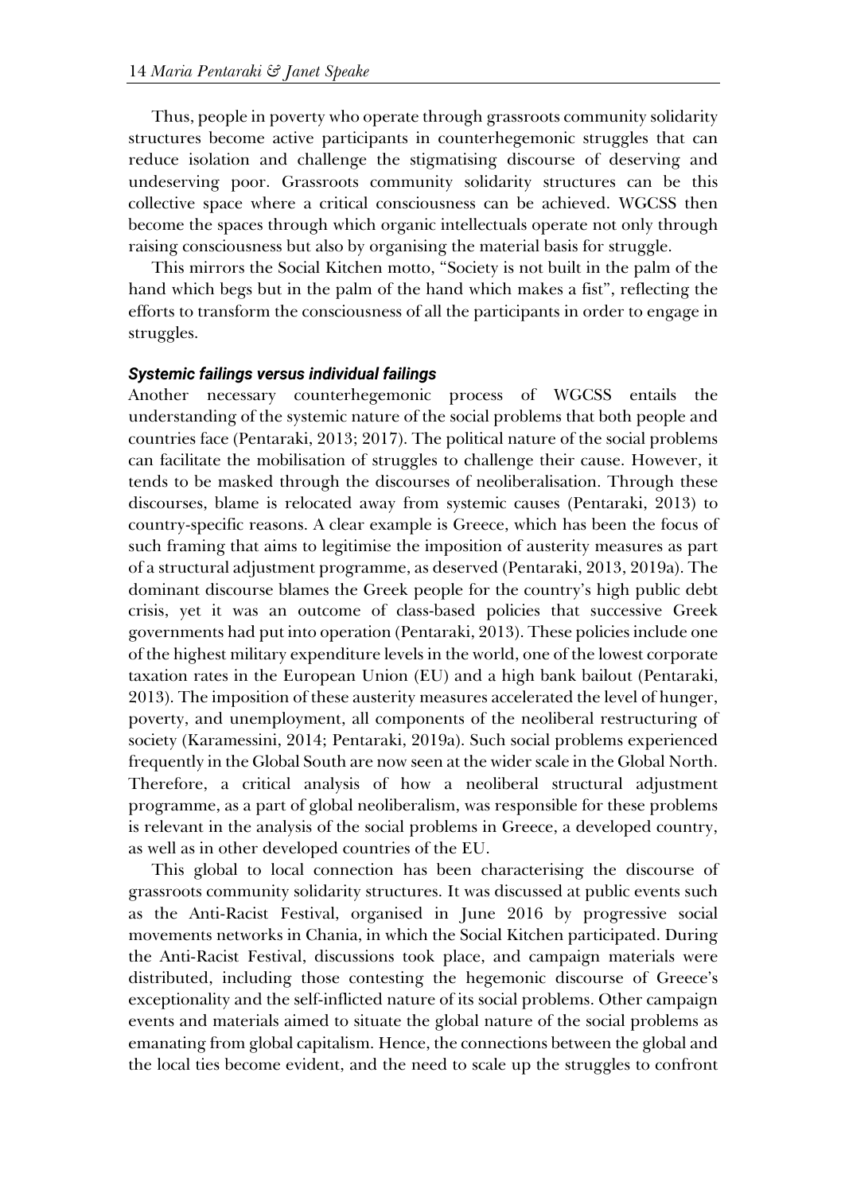Thus, people in poverty who operate through grassroots community solidarity structures become active participants in counterhegemonic struggles that can reduce isolation and challenge the stigmatising discourse of deserving and undeserving poor. Grassroots community solidarity structures can be this collective space where a critical consciousness can be achieved. WGCSS then become the spaces through which organic intellectuals operate not only through raising consciousness but also by organising the material basis for struggle.

This mirrors the Social Kitchen motto, "Society is not built in the palm of the hand which begs but in the palm of the hand which makes a fist", reflecting the efforts to transform the consciousness of all the participants in order to engage in struggles.

### *Systemic failings versus individual failings*

Another necessary counterhegemonic process of WGCSS entails the understanding of the systemic nature of the social problems that both people and countries face (Pentaraki, 2013; 2017). The political nature of the social problems can facilitate the mobilisation of struggles to challenge their cause. However, it tends to be masked through the discourses of neoliberalisation. Through these discourses, blame is relocated away from systemic causes (Pentaraki, 2013) to country-specific reasons. A clear example is Greece, which has been the focus of such framing that aims to legitimise the imposition of austerity measures as part of a structural adjustment programme, as deserved (Pentaraki, 2013, 2019a). The dominant discourse blames the Greek people for the country's high public debt crisis, yet it was an outcome of class-based policies that successive Greek governments had put into operation (Pentaraki, 2013). These policies include one of the highest military expenditure levels in the world, one of the lowest corporate taxation rates in the European Union (EU) and a high bank bailout (Pentaraki, 2013). The imposition of these austerity measures accelerated the level of hunger, poverty, and unemployment, all components of the neoliberal restructuring of society (Karamessini, 2014; Pentaraki, 2019a). Such social problems experienced frequently in the Global South are now seen at the wider scale in the Global North. Therefore, a critical analysis of how a neoliberal structural adjustment programme, as a part of global neoliberalism, was responsible for these problems is relevant in the analysis of the social problems in Greece, a developed country, as well as in other developed countries of the EU.

This global to local connection has been characterising the discourse of grassroots community solidarity structures. It was discussed at public events such as the Anti-Racist Festival, organised in June 2016 by progressive social movements networks in Chania, in which the Social Kitchen participated. During the Anti-Racist Festival, discussions took place, and campaign materials were distributed, including those contesting the hegemonic discourse of Greece's exceptionality and the self-inflicted nature of its social problems. Other campaign events and materials aimed to situate the global nature of the social problems as emanating from global capitalism. Hence, the connections between the global and the local ties become evident, and the need to scale up the struggles to confront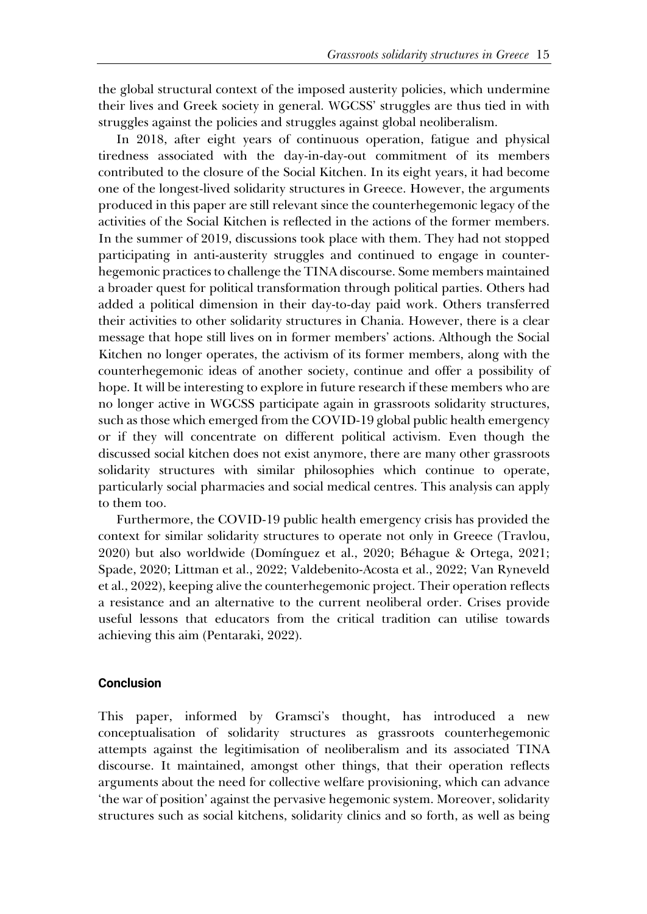the global structural context of the imposed austerity policies, which undermine their lives and Greek society in general. WGCSS' struggles are thus tied in with struggles against the policies and struggles against global neoliberalism.

In 2018, after eight years of continuous operation, fatigue and physical tiredness associated with the day-in-day-out commitment of its members contributed to the closure of the Social Kitchen. In its eight years, it had become one of the longest-lived solidarity structures in Greece. However, the arguments produced in this paper are still relevant since the counterhegemonic legacy of the activities of the Social Kitchen is reflected in the actions of the former members. In the summer of 2019, discussions took place with them. They had not stopped participating in anti-austerity struggles and continued to engage in counterhegemonic practices to challenge the TINA discourse. Some members maintained a broader quest for political transformation through political parties. Others had added a political dimension in their day-to-day paid work. Others transferred their activities to other solidarity structures in Chania. However, there is a clear message that hope still lives on in former members' actions. Although the Social Kitchen no longer operates, the activism of its former members, along with the counterhegemonic ideas of another society, continue and offer a possibility of hope. It will be interesting to explore in future research if these members who are no longer active in WGCSS participate again in grassroots solidarity structures, such as those which emerged from the COVID-19 global public health emergency or if they will concentrate on different political activism. Even though the discussed social kitchen does not exist anymore, there are many other grassroots solidarity structures with similar philosophies which continue to operate, particularly social pharmacies and social medical centres. This analysis can apply to them too.

Furthermore, the COVID-19 public health emergency crisis has provided the context for similar solidarity structures to operate not only in Greece (Travlou, 2020) but also worldwide (Domínguez et al., 2020; Béhague & Ortega, 2021; Spade, 2020; Littman et al., 2022; Valdebenito-Acosta et al., 2022; Van Ryneveld et al., 2022), keeping alive the counterhegemonic project. Their operation reflects a resistance and an alternative to the current neoliberal order. Crises provide useful lessons that educators from the critical tradition can utilise towards achieving this aim (Pentaraki, 2022).

## Conclusion

This paper, informed by Gramsci's thought, has introduced a new conceptualisation of solidarity structures as grassroots counterhegemonic attempts against the legitimisation of neoliberalism and its associated TINA discourse. It maintained, amongst other things, that their operation reflects arguments about the need for collective welfare provisioning, which can advance 'the war of position' against the pervasive hegemonic system. Moreover, solidarity structures such as social kitchens, solidarity clinics and so forth, as well as being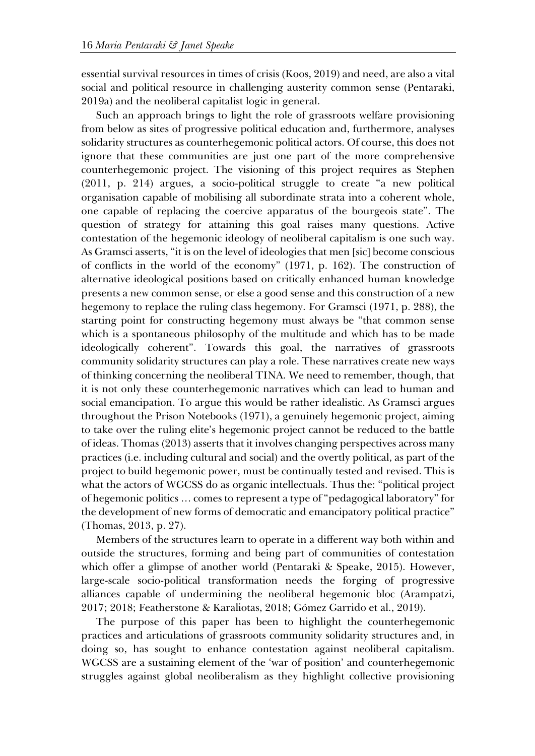essential survival resources in times of crisis (Koos, 2019) and need, are also a vital social and political resource in challenging austerity common sense (Pentaraki, 2019a) and the neoliberal capitalist logic in general.

Such an approach brings to light the role of grassroots welfare provisioning from below as sites of progressive political education and, furthermore, analyses solidarity structures as counterhegemonic political actors. Of course, this does not ignore that these communities are just one part of the more comprehensive counterhegemonic project. The visioning of this project requires as Stephen (2011, p. 214) argues, a socio-political struggle to create "a new political organisation capable of mobilising all subordinate strata into a coherent whole, one capable of replacing the coercive apparatus of the bourgeois state". The question of strategy for attaining this goal raises many questions. Active contestation of the hegemonic ideology of neoliberal capitalism is one such way. As Gramsci asserts, "it is on the level of ideologies that men [sic] become conscious of conflicts in the world of the economy" (1971, p. 162). The construction of alternative ideological positions based on critically enhanced human knowledge presents a new common sense, or else a good sense and this construction of a new hegemony to replace the ruling class hegemony. For Gramsci (1971, p. 288), the starting point for constructing hegemony must always be "that common sense which is a spontaneous philosophy of the multitude and which has to be made ideologically coherent". Towards this goal, the narratives of grassroots community solidarity structures can play a role. These narratives create new ways of thinking concerning the neoliberal TINA. We need to remember, though, that it is not only these counterhegemonic narratives which can lead to human and social emancipation. To argue this would be rather idealistic. As Gramsci argues throughout the Prison Notebooks (1971), a genuinely hegemonic project, aiming to take over the ruling elite's hegemonic project cannot be reduced to the battle of ideas. Thomas (2013) asserts that it involves changing perspectives across many practices (i.e. including cultural and social) and the overtly political, as part of the project to build hegemonic power, must be continually tested and revised. This is what the actors of WGCSS do as organic intellectuals. Thus the: "political project of hegemonic politics … comes to represent a type of "pedagogical laboratory" for the development of new forms of democratic and emancipatory political practice" (Thomas, 2013, p. 27).

Members of the structures learn to operate in a different way both within and outside the structures, forming and being part of communities of contestation which offer a glimpse of another world (Pentaraki & Speake, 2015). However, large-scale socio-political transformation needs the forging of progressive alliances capable of undermining the neoliberal hegemonic bloc (Arampatzi, 2017; 2018; Featherstone & Karaliotas, 2018; Gómez Garrido et al., 2019).

The purpose of this paper has been to highlight the counterhegemonic practices and articulations of grassroots community solidarity structures and, in doing so, has sought to enhance contestation against neoliberal capitalism. WGCSS are a sustaining element of the 'war of position' and counterhegemonic struggles against global neoliberalism as they highlight collective provisioning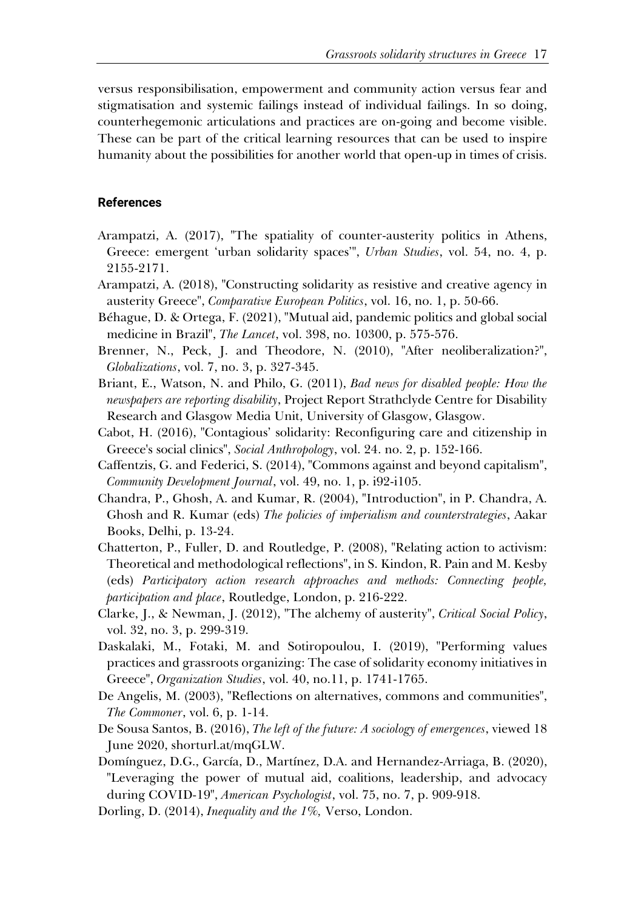versus responsibilisation, empowerment and community action versus fear and stigmatisation and systemic failings instead of individual failings. In so doing, counterhegemonic articulations and practices are on-going and become visible. These can be part of the critical learning resources that can be used to inspire humanity about the possibilities for another world that open-up in times of crisis.

## References

Arampatzi, A. (2017), "The spatiality of counter-austerity politics in Athens, Greece: emergent 'urban solidarity spaces'", *Urban Studies*, vol. 54, no. 4, p. 2155-2171.

Arampatzi, A. (2018), "Constructing solidarity as resistive and creative agency in austerity Greece", *Comparative European Politics*, vol. 16, no. 1, p. 50-66.

Béhague, D. & Ortega, F. (2021), "Mutual aid, pandemic politics and global social medicine in Brazil", *The Lancet*, vol. 398, no. 10300, p. 575-576.

Brenner, N., Peck, J. and Theodore, N. (2010), "After neoliberalization?", *Globalizations*, vol. 7, no. 3, p. 327-345.

Briant, E., Watson, N. and Philo, G. (2011), *Bad news for disabled people: How the newspapers are reporting disability*, Project Report Strathclyde Centre for Disability Research and Glasgow Media Unit, University of Glasgow, Glasgow.

Cabot, H. (2016), "Contagious' solidarity: Reconfiguring care and citizenship in Greece's social clinics", *Social Anthropology*, vol. 24. no. 2, p. 152-166.

Caffentzis, G. and Federici, S. (2014), "Commons against and beyond capitalism", *Community Development Journal*, vol. 49, no. 1, p. i92-i105.

Chandra, P., Ghosh, A. and Kumar, R. (2004), "Introduction", in P. Chandra, A. Ghosh and R. Kumar (eds) *The policies of imperialism and counterstrategies*, Aakar Books, Delhi, p. 13-24.

Chatterton, P., Fuller, D. and Routledge, P. (2008), "Relating action to activism: Theoretical and methodological reflections", in S. Kindon, R. Pain and M. Kesby (eds) *Participatory action research approaches and methods: Connecting people, participation and place*, Routledge, London, p. 216-222.

Clarke, J., & Newman, J. (2012), "The alchemy of austerity", *Critical Social Policy*, vol. 32, no. 3, p. 299-319.

Daskalaki, M., Fotaki, M. and Sotiropoulou, I. (2019), "Performing values practices and grassroots organizing: The case of solidarity economy initiatives in Greece", *Organization Studies*, vol. 40, no.11, p. 1741-1765.

De Angelis, M. (2003), "Reflections on alternatives, commons and communities", *The Commoner*, vol. 6, p. 1-14.

De Sousa Santos, B. (2016), *The left of the future: A sociology of emergences*, viewed 18 June 2020, shorturl.at/mqGLW.

Domínguez, D.G., García, D., Martínez, D.A. and Hernandez-Arriaga, B. (2020), "Leveraging the power of mutual aid, coalitions, leadership, and advocacy during COVID-19", *American Psychologist*, vol. 75, no. 7, p. 909-918.

Dorling, D. (2014), *Inequality and the 1%,* Verso, London.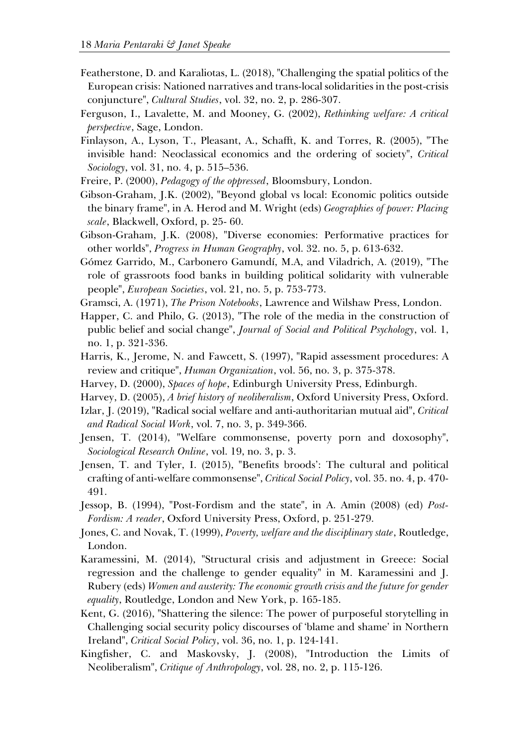Featherstone, D. and Karaliotas, L. (2018), "Challenging the spatial politics of the European crisis: Nationed narratives and trans-local solidarities in the post-crisis conjuncture", *Cultural Studies*, vol. 32, no. 2, p. 286-307.

Ferguson, I., Lavalette, M. and Mooney, G. (2002), *Rethinking welfare: A critical perspective*, Sage, London.

Finlayson, A., Lyson, T., Pleasant, A., Schafft, K. and Torres, R. (2005), "The invisible hand: Neoclassical economics and the ordering of society", *Critical Sociology*, vol. 31, no. 4, p. 515–536.

Freire, P. (2000), *Pedagogy of the oppressed*, Bloomsbury, London.

Gibson-Graham, J.K. (2002), "Beyond global vs local: Economic politics outside the binary frame", in A. Herod and M. Wright (eds) *Geographies of power: Placing scale*, Blackwell, Oxford, p. 25- 60.

Gibson-Graham, J.K. (2008), "Diverse economies: Performative practices for other worlds", *Progress in Human Geography*, vol. 32. no. 5, p. 613-632.

Gómez Garrido, M., Carbonero Gamundí, M.A, and Viladrich, A. (2019), "The role of grassroots food banks in building political solidarity with vulnerable people", *European Societies*, vol. 21, no. 5, p. 753-773.

Gramsci, A. (1971), *The Prison Notebooks*, Lawrence and Wilshaw Press, London.

Happer, C. and Philo, G. (2013), "The role of the media in the construction of public belief and social change", *Journal of Social and Political Psychology*, vol. 1, no. 1, p. 321-336.

Harris, K., Jerome, N. and Fawcett, S. (1997), "Rapid assessment procedures: A review and critique", *Human Organization*, vol. 56, no. 3, p. 375-378.

Harvey, D. (2000), *Spaces of hope*, Edinburgh University Press, Edinburgh.

Harvey, D. (2005), *A brief history of neoliberalism*, Oxford University Press, Oxford.

Izlar, J. (2019), "Radical social welfare and anti-authoritarian mutual aid", *Critical and Radical Social Work*, vol. 7, no. 3, p. 349-366.

Jensen, T. (2014), "Welfare commonsense, poverty porn and doxosophy", *Sociological Research Online*, vol. 19, no. 3, p. 3.

Jensen, T. and Tyler, I. (2015), "Benefits broods': The cultural and political crafting of anti-welfare commonsense", *Critical Social Policy*, vol. 35. no. 4, p. 470-491.

Jessop, B. (1994), "Post-Fordism and the state", in A. Amin (2008) (ed) *Post-Fordism: A reader*, Oxford University Press, Oxford, p. 251-279.

Jones, C. and Novak, T. (1999), *Poverty, welfare and the disciplinary state*, Routledge, London.

Karamessini, M. (2014), "Structural crisis and adjustment in Greece: Social regression and the challenge to gender equality" in M. Karamessini and J. Rubery (eds) *Women and austerity: The economic growth crisis and the future for gender equality*, Routledge, London and New York, p. 165-185.

Kent, G. (2016), "Shattering the silence: The power of purposeful storytelling in Challenging social security policy discourses of 'blame and shame' in Northern Ireland", *Critical Social Policy*, vol. 36, no. 1, p. 124-141.

Kingfisher, C. and Maskovsky, J. (2008), "Introduction the Limits of Neoliberalism", *Critique of Anthropology*, vol. 28, no. 2, p. 115-126.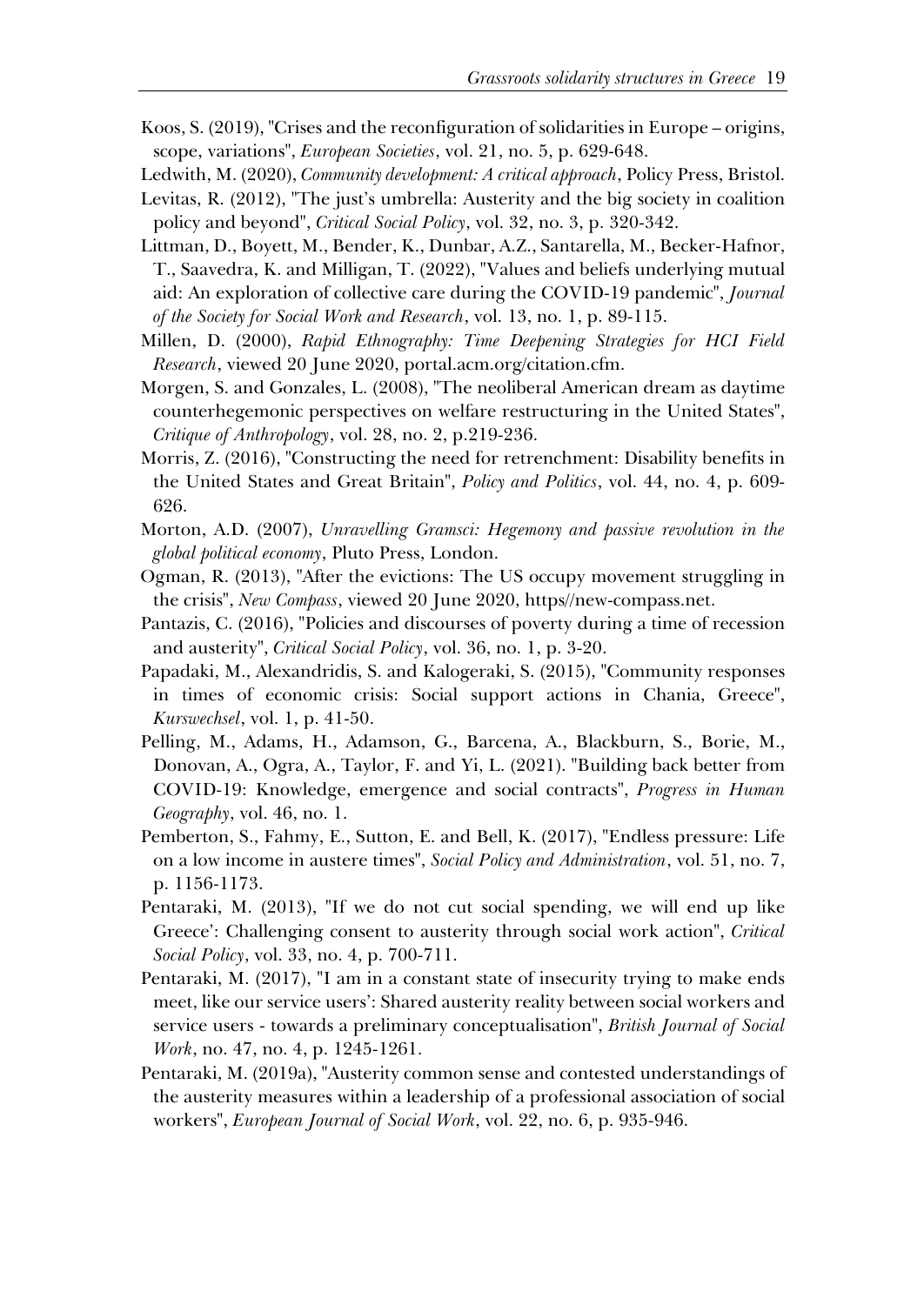Koos, S. (2019), "Crises and the reconfiguration of solidarities in Europe – origins, scope, variations", *European Societies*, vol. 21, no. 5, p. 629-648.

Ledwith, M. (2020), *Community development: A critical approach*, Policy Press, Bristol.

Levitas, R. (2012), "The just's umbrella: Austerity and the big society in coalition policy and beyond", *Critical Social Policy*, vol. 32, no. 3, p. 320-342.

Littman, D., Boyett, M., Bender, K., Dunbar, A.Z., Santarella, M., Becker-Hafnor, T., Saavedra, K. and Milligan, T. (2022), "Values and beliefs underlying mutual aid: An exploration of collective care during the COVID-19 pandemic", *Journal of the Society for Social Work and Research*, vol. 13, no. 1, p. 89-115.

Millen, D. (2000), *Rapid Ethnography: Time Deepening Strategies for HCI Field Research*, viewed 20 June 2020, portal.acm.org/citation.cfm.

Morgen, S. and Gonzales, L. (2008), "The neoliberal American dream as daytime counterhegemonic perspectives on welfare restructuring in the United States", *Critique of Anthropology*, vol. 28, no. 2, p.219-236.

Morris, Z. (2016), "Constructing the need for retrenchment: Disability benefits in the United States and Great Britain", *Policy and Politics*, vol. 44, no. 4, p. 609-626.

Morton, A.D. (2007), *Unravelling Gramsci: Hegemony and passive revolution in the global political economy*, Pluto Press, London.

Ogman, R. (2013), "After the evictions: The US occupy movement struggling in the crisis", *New Compass*, viewed 20 June 2020, https//new-compass.net.

Pantazis, C. (2016), "Policies and discourses of poverty during a time of recession and austerity", *Critical Social Policy*, vol. 36, no. 1, p. 3-20.

Papadaki, M., Alexandridis, S. and Kalogeraki, S. (2015), "Community responses in times of economic crisis: Social support actions in Chania, Greece", *Kurswechsel*, vol. 1, p. 41-50.

Pelling, M., Adams, H., Adamson, G., Barcena, A., Blackburn, S., Borie, M., Donovan, A., Ogra, A., Taylor, F. and Yi, L. (2021). "Building back better from COVID-19: Knowledge, emergence and social contracts", *Progress in Human Geography*, vol. 46, no. 1.

Pemberton, S., Fahmy, E., Sutton, E. and Bell, K. (2017), "Endless pressure: Life on a low income in austere times", *Social Policy and Administration*, vol. 51, no. 7, p. 1156-1173.

Pentaraki, M. (2013), "If we do not cut social spending, we will end up like Greece': Challenging consent to austerity through social work action", *Critical Social Policy*, vol. 33, no. 4, p. 700-711.

Pentaraki, M. (2017), "I am in a constant state of insecurity trying to make ends meet, like our service users': Shared austerity reality between social workers and service users - towards a preliminary conceptualisation", *British Journal of Social Work*, no. 47, no. 4, p. 1245-1261.

Pentaraki, M. (2019a), "Austerity common sense and contested understandings of the austerity measures within a leadership of a professional association of social workers", *European Journal of Social Work*, vol. 22, no. 6, p. 935-946.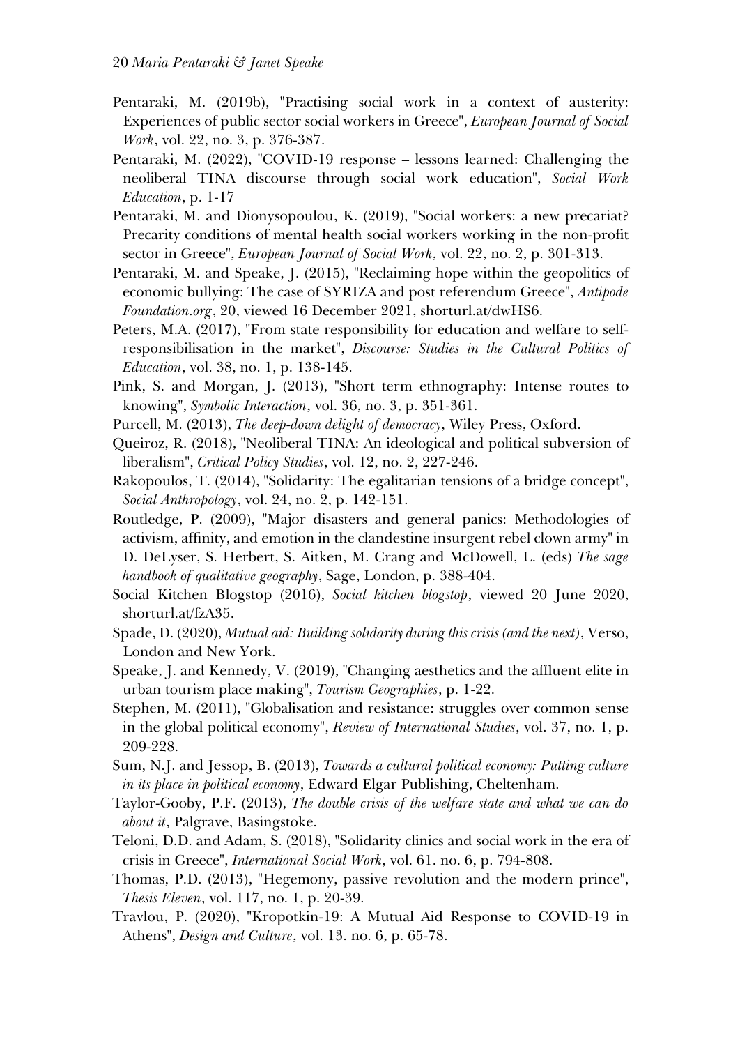Pentaraki, M. (2019b), "Practising social work in a context of austerity: Experiences of public sector social workers in Greece", *European Journal of Social Work*, vol. 22, no. 3, p. 376-387.

Pentaraki, M. (2022), "COVID-19 response – lessons learned: Challenging the neoliberal TINA discourse through social work education", *Social Work Education*, p. 1-17

Pentaraki, M. and Dionysopoulou, K. (2019), "Social workers: a new precariat? Precarity conditions of mental health social workers working in the non-profit sector in Greece", *European Journal of Social Work*, vol. 22, no. 2, p. 301-313.

Pentaraki, M. and Speake, J. (2015), "Reclaiming hope within the geopolitics of economic bullying: The case of SYRIZA and post referendum Greece", *Antipode Foundation.org*, 20, viewed 16 December 2021, shorturl.at/dwHS6.

Peters, M.A. (2017), "From state responsibility for education and welfare to self-responsibilisation in the market", *Discourse: Studies in the Cultural Politics of Education*, vol. 38, no. 1, p. 138-145.

Pink, S. and Morgan, J. (2013), "Short term ethnography: Intense routes to knowing", *Symbolic Interaction*, vol. 36, no. 3, p. 351-361.

Purcell, M. (2013), *The deep-down delight of democracy*, Wiley Press, Oxford.

Queiroz, R. (2018), "Neoliberal TINA: An ideological and political subversion of liberalism", *Critical Policy Studies*, vol. 12, no. 2, 227-246.

Rakopoulos, T. (2014), "Solidarity: The egalitarian tensions of a bridge concept", *Social Anthropology*, vol. 24, no. 2, p. 142-151.

Routledge, P. (2009), "Major disasters and general panics: Methodologies of activism, affinity, and emotion in the clandestine insurgent rebel clown army" in D. DeLyser, S. Herbert, S. Aitken, M. Crang and McDowell, L. (eds) *The sage handbook of qualitative geography*, Sage, London, p. 388-404.

Social Kitchen Blogstop (2016), *Social kitchen blogstop*, viewed 20 June 2020, shorturl.at/fzA35.

Spade, D. (2020), *Mutual aid: Building solidarity during this crisis (and the next)*, Verso, London and New York.

Speake, J. and Kennedy, V. (2019), "Changing aesthetics and the affluent elite in urban tourism place making", *Tourism Geographies*, p. 1-22.

Stephen, M. (2011), "Globalisation and resistance: struggles over common sense in the global political economy", *Review of International Studies*, vol. 37, no. 1, p. 209-228.

Sum, N.J. and Jessop, B. (2013), *Towards a cultural political economy: Putting culture in its place in political economy*, Edward Elgar Publishing, Cheltenham.

Taylor-Gooby, P.F. (2013), *The double crisis of the welfare state and what we can do about it*, Palgrave, Basingstoke.

Teloni, D.D. and Adam, S. (2018), "Solidarity clinics and social work in the era of crisis in Greece", *International Social Work*, vol. 61. no. 6, p. 794-808.

Thomas, P.D. (2013), "Hegemony, passive revolution and the modern prince", *Thesis Eleven*, vol. 117, no. 1, p. 20-39.

Travlou, P. (2020), "Kropotkin-19: A Mutual Aid Response to COVID-19 in Athens", *Design and Culture*, vol. 13. no. 6, p. 65-78.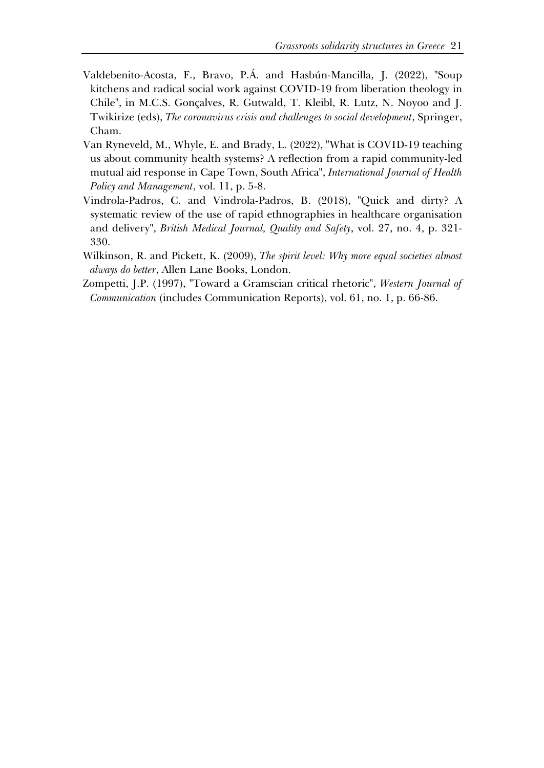Valdebenito-Acosta, F., Bravo, P.Á. and Hasbún-Mancilla, J. (2022), "Soup kitchens and radical social work against COVID-19 from liberation theology in Chile", in M.C.S. Gonçalves, R. Gutwald, T. Kleibl, R. Lutz, N. Noyoo and J. Twikirize (eds), *The coronavirus crisis and challenges to social development*, Springer, Cham.

Van Ryneveld, M., Whyle, E. and Brady, L. (2022), "What is COVID-19 teaching us about community health systems? A reflection from a rapid community-led mutual aid response in Cape Town, South Africa", *International Journal of Health Policy and Management*, vol. 11, p. 5-8.

Vindrola-Padros, C. and Vindrola-Padros, B. (2018), "Quick and dirty? A systematic review of the use of rapid ethnographies in healthcare organisation and delivery", *British Medical Journal, Quality and Safety*, vol. 27, no. 4, p. 321-330.

Wilkinson, R. and Pickett, K. (2009), *The spirit level: Why more equal societies almost always do better*, Allen Lane Books, London.

Zompetti, J.P. (1997), "Toward a Gramscian critical rhetoric", *Western Journal of Communication* (includes Communication Reports), vol. 61, no. 1, p. 66-86.